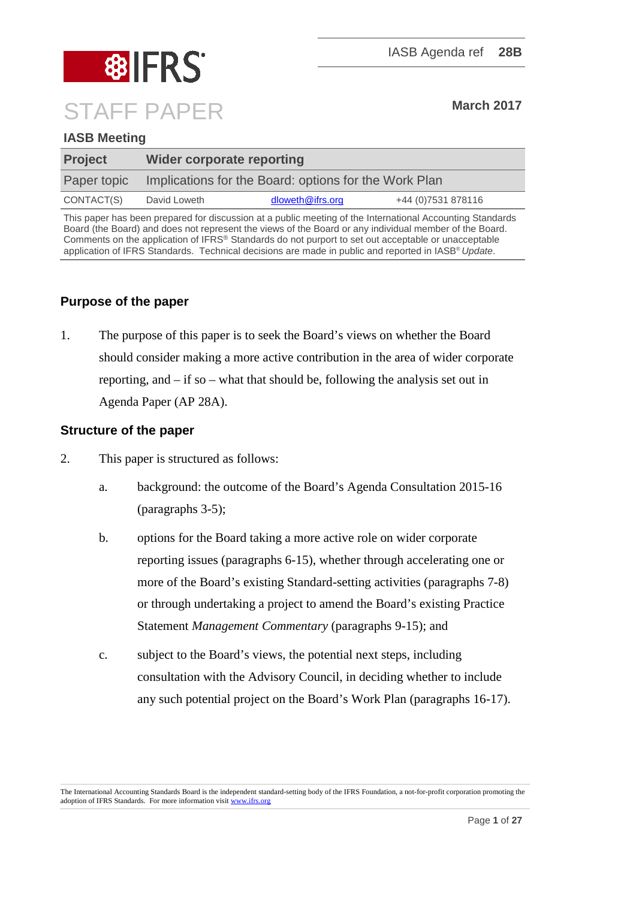IASB Agenda ref **28B**

# STAFF PAPER

**March 2017**

**IASB Meeting**

| **Project** | **Wider corporate reporting** | | |
|---|---|---|---|
| Paper topic | Implications for the Board: options for the Work Plan | | |
| CONTACT(S) | David Loweth | dloweth@ifrs.org | +44 (0)7531 878116 |

This paper has been prepared for discussion at a public meeting of the International Accounting Standards Board (the Board) and does not represent the views of the Board or any individual member of the Board. Comments on the application of IFRS® Standards do not purport to set out acceptable or unacceptable application of IFRS Standards. Technical decisions are made in public and reported in IASB® *Update*.

## Purpose of the paper

1. The purpose of this paper is to seek the Board's views on whether the Board should consider making a more active contribution in the area of wider corporate reporting, and – if so – what that should be, following the analysis set out in Agenda Paper (AP 28A).

## Structure of the paper

2. This paper is structured as follows:
   a. background: the outcome of the Board's Agenda Consultation 2015-16 (paragraphs 3-5);
   b. options for the Board taking a more active role on wider corporate reporting issues (paragraphs 6-15), whether through accelerating one or more of the Board's existing Standard-setting activities (paragraphs 7-8) or through undertaking a project to amend the Board's existing Practice Statement *Management Commentary* (paragraphs 9-15); and
   c. subject to the Board's views, the potential next steps, including consultation with the Advisory Council, in deciding whether to include any such potential project on the Board's Work Plan (paragraphs 16-17).

The International Accounting Standards Board is the independent standard-setting body of the IFRS Foundation, a not-for-profit corporation promoting the adoption of IFRS Standards. For more information visit www.ifrs.org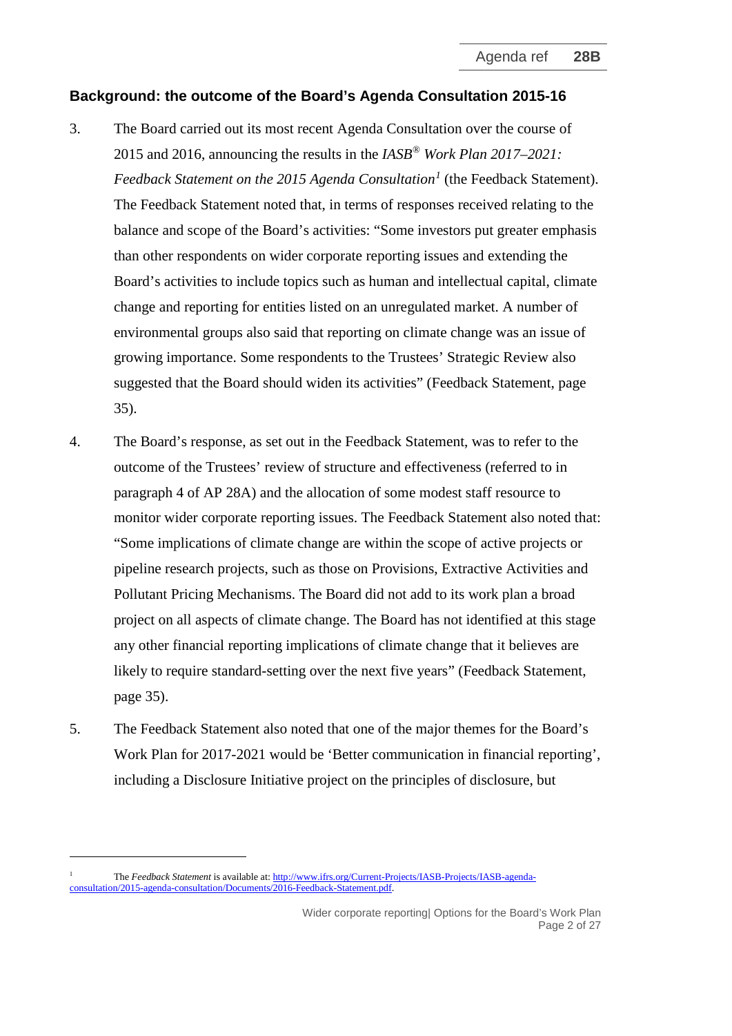## Background: the outcome of the Board's Agenda Consultation 2015-16

3. The Board carried out its most recent Agenda Consultation over the course of 2015 and 2016, announcing the results in the *IASB® Work Plan 2017–2021: Feedback Statement on the 2015 Agenda Consultation*[1] (the Feedback Statement). The Feedback Statement noted that, in terms of responses received relating to the balance and scope of the Board's activities: "Some investors put greater emphasis than other respondents on wider corporate reporting issues and extending the Board's activities to include topics such as human and intellectual capital, climate change and reporting for entities listed on an unregulated market. A number of environmental groups also said that reporting on climate change was an issue of growing importance. Some respondents to the Trustees' Strategic Review also suggested that the Board should widen its activities" (Feedback Statement, page 35).

4. The Board's response, as set out in the Feedback Statement, was to refer to the outcome of the Trustees' review of structure and effectiveness (referred to in paragraph 4 of AP 28A) and the allocation of some modest staff resource to monitor wider corporate reporting issues. The Feedback Statement also noted that: "Some implications of climate change are within the scope of active projects or pipeline research projects, such as those on Provisions, Extractive Activities and Pollutant Pricing Mechanisms. The Board did not add to its work plan a broad project on all aspects of climate change. The Board has not identified at this stage any other financial reporting implications of climate change that it believes are likely to require standard-setting over the next five years" (Feedback Statement, page 35).

5. The Feedback Statement also noted that one of the major themes for the Board's Work Plan for 2017-2021 would be 'Better communication in financial reporting', including a Disclosure Initiative project on the principles of disclosure, but

---

[1] The *Feedback Statement* is available at: http://www.ifrs.org/Current-Projects/IASB-Projects/IASB-agenda-consultation/2015-agenda-consultation/Documents/2016-Feedback-Statement.pdf.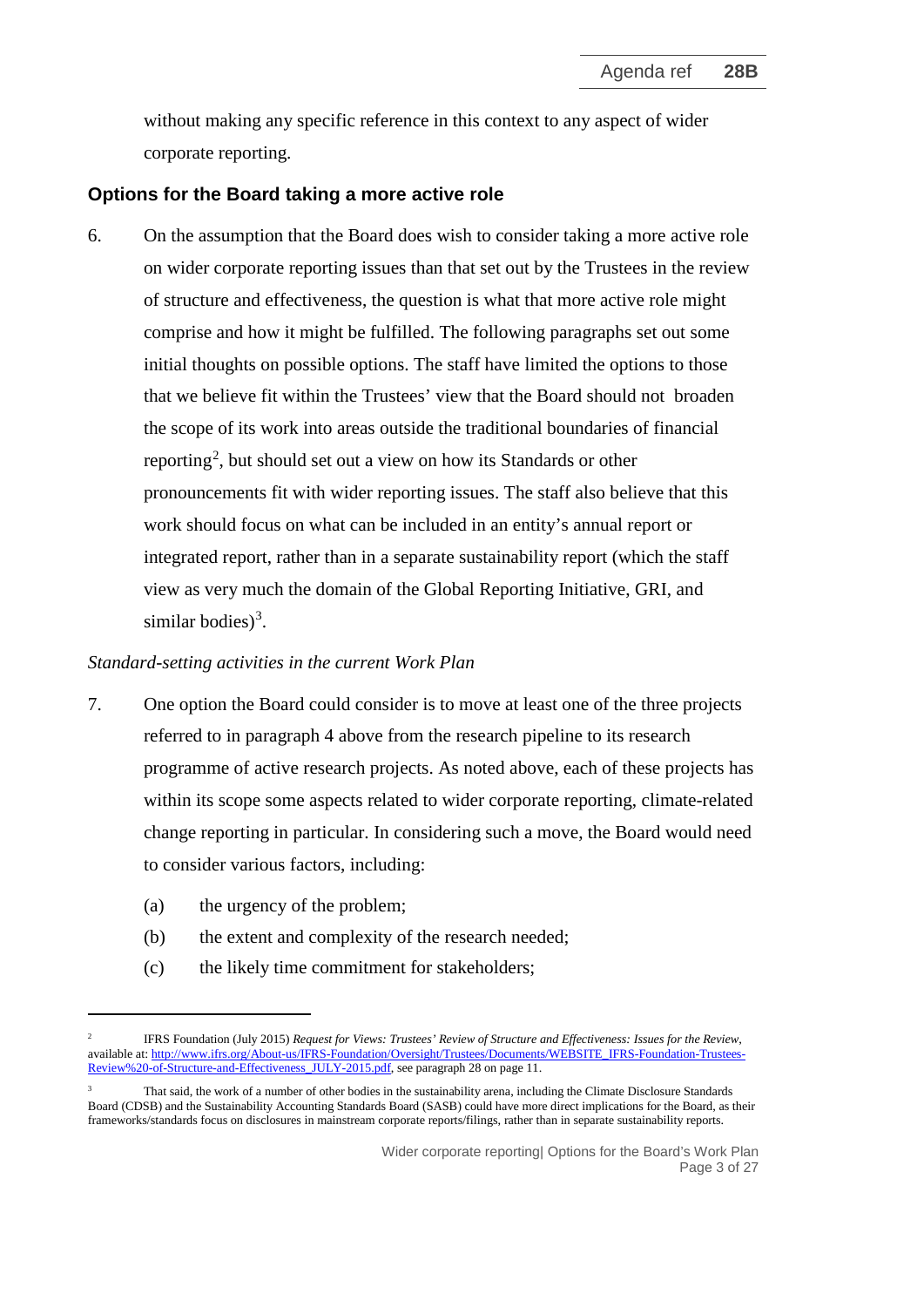without making any specific reference in this context to any aspect of wider corporate reporting.

## Options for the Board taking a more active role

6. On the assumption that the Board does wish to consider taking a more active role on wider corporate reporting issues than that set out by the Trustees in the review of structure and effectiveness, the question is what that more active role might comprise and how it might be fulfilled. The following paragraphs set out some initial thoughts on possible options. The staff have limited the options to those that we believe fit within the Trustees' view that the Board should not broaden the scope of its work into areas outside the traditional boundaries of financial reporting[2], but should set out a view on how its Standards or other pronouncements fit with wider reporting issues. The staff also believe that this work should focus on what can be included in an entity's annual report or integrated report, rather than in a separate sustainability report (which the staff view as very much the domain of the Global Reporting Initiative, GRI, and similar bodies)[3].

*Standard-setting activities in the current Work Plan*

7. One option the Board could consider is to move at least one of the three projects referred to in paragraph 4 above from the research pipeline to its research programme of active research projects. As noted above, each of these projects has within its scope some aspects related to wider corporate reporting, climate-related change reporting in particular. In considering such a move, the Board would need to consider various factors, including:

   (a) the urgency of the problem;

   (b) the extent and complexity of the research needed;

   (c) the likely time commitment for stakeholders;

---

[2] IFRS Foundation (July 2015) *Request for Views: Trustees' Review of Structure and Effectiveness: Issues for the Review*, available at: http://www.ifrs.org/About-us/IFRS-Foundation/Oversight/Trustees/Documents/WEBSITE_IFRS-Foundation-Trustees-Review%20-of-Structure-and-Effectiveness_JULY-2015.pdf, see paragraph 28 on page 11.

[3] That said, the work of a number of other bodies in the sustainability arena, including the Climate Disclosure Standards Board (CDSB) and the Sustainability Accounting Standards Board (SASB) could have more direct implications for the Board, as their frameworks/standards focus on disclosures in mainstream corporate reports/filings, rather than in separate sustainability reports.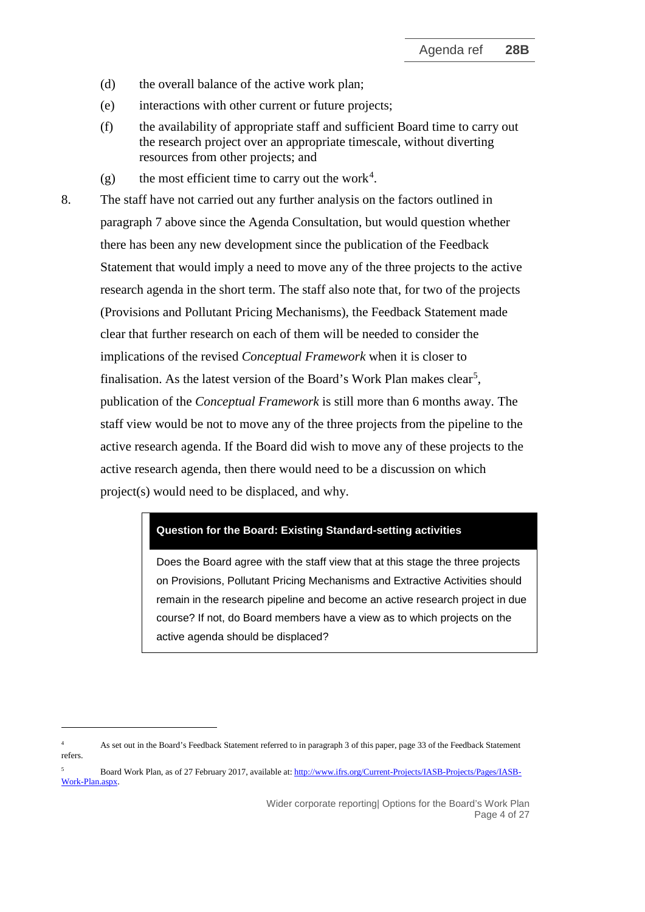(d) the overall balance of the active work plan;

(e) interactions with other current or future projects;

(f) the availability of appropriate staff and sufficient Board time to carry out the research project over an appropriate timescale, without diverting resources from other projects; and

(g) the most efficient time to carry out the work[4].

8. The staff have not carried out any further analysis on the factors outlined in paragraph 7 above since the Agenda Consultation, but would question whether there has been any new development since the publication of the Feedback Statement that would imply a need to move any of the three projects to the active research agenda in the short term. The staff also note that, for two of the projects (Provisions and Pollutant Pricing Mechanisms), the Feedback Statement made clear that further research on each of them will be needed to consider the implications of the revised *Conceptual Framework* when it is closer to finalisation. As the latest version of the Board's Work Plan makes clear[5], publication of the *Conceptual Framework* is still more than 6 months away. The staff view would be not to move any of the three projects from the pipeline to the active research agenda. If the Board did wish to move any of these projects to the active research agenda, then there would need to be a discussion on which project(s) would need to be displaced, and why.

**Question for the Board: Existing Standard-setting activities**

Does the Board agree with the staff view that at this stage the three projects on Provisions, Pollutant Pricing Mechanisms and Extractive Activities should remain in the research pipeline and become an active research project in due course? If not, do Board members have a view as to which projects on the active agenda should be displaced?

---

[4] As set out in the Board's Feedback Statement referred to in paragraph 3 of this paper, page 33 of the Feedback Statement refers.

[5] Board Work Plan, as of 27 February 2017, available at: http://www.ifrs.org/Current-Projects/IASB-Projects/Pages/IASB-Work-Plan.aspx.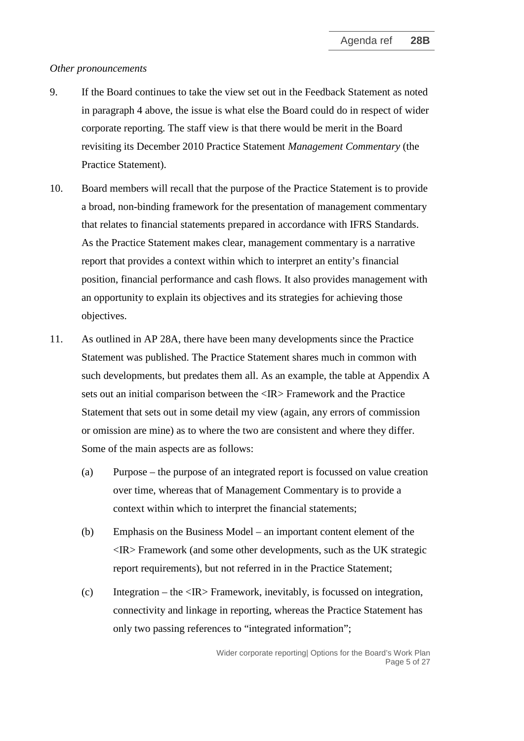*Other pronouncements*

9. If the Board continues to take the view set out in the Feedback Statement as noted in paragraph 4 above, the issue is what else the Board could do in respect of wider corporate reporting. The staff view is that there would be merit in the Board revisiting its December 2010 Practice Statement *Management Commentary* (the Practice Statement).

10. Board members will recall that the purpose of the Practice Statement is to provide a broad, non-binding framework for the presentation of management commentary that relates to financial statements prepared in accordance with IFRS Standards. As the Practice Statement makes clear, management commentary is a narrative report that provides a context within which to interpret an entity's financial position, financial performance and cash flows. It also provides management with an opportunity to explain its objectives and its strategies for achieving those objectives.

11. As outlined in AP 28A, there have been many developments since the Practice Statement was published. The Practice Statement shares much in common with such developments, but predates them all. As an example, the table at Appendix A sets out an initial comparison between the <IR> Framework and the Practice Statement that sets out in some detail my view (again, any errors of commission or omission are mine) as to where the two are consistent and where they differ. Some of the main aspects are as follows:

    (a) Purpose – the purpose of an integrated report is focussed on value creation over time, whereas that of Management Commentary is to provide a context within which to interpret the financial statements;

    (b) Emphasis on the Business Model – an important content element of the <IR> Framework (and some other developments, such as the UK strategic report requirements), but not referred in in the Practice Statement;

    (c) Integration – the <IR> Framework, inevitably, is focussed on integration, connectivity and linkage in reporting, whereas the Practice Statement has only two passing references to "integrated information";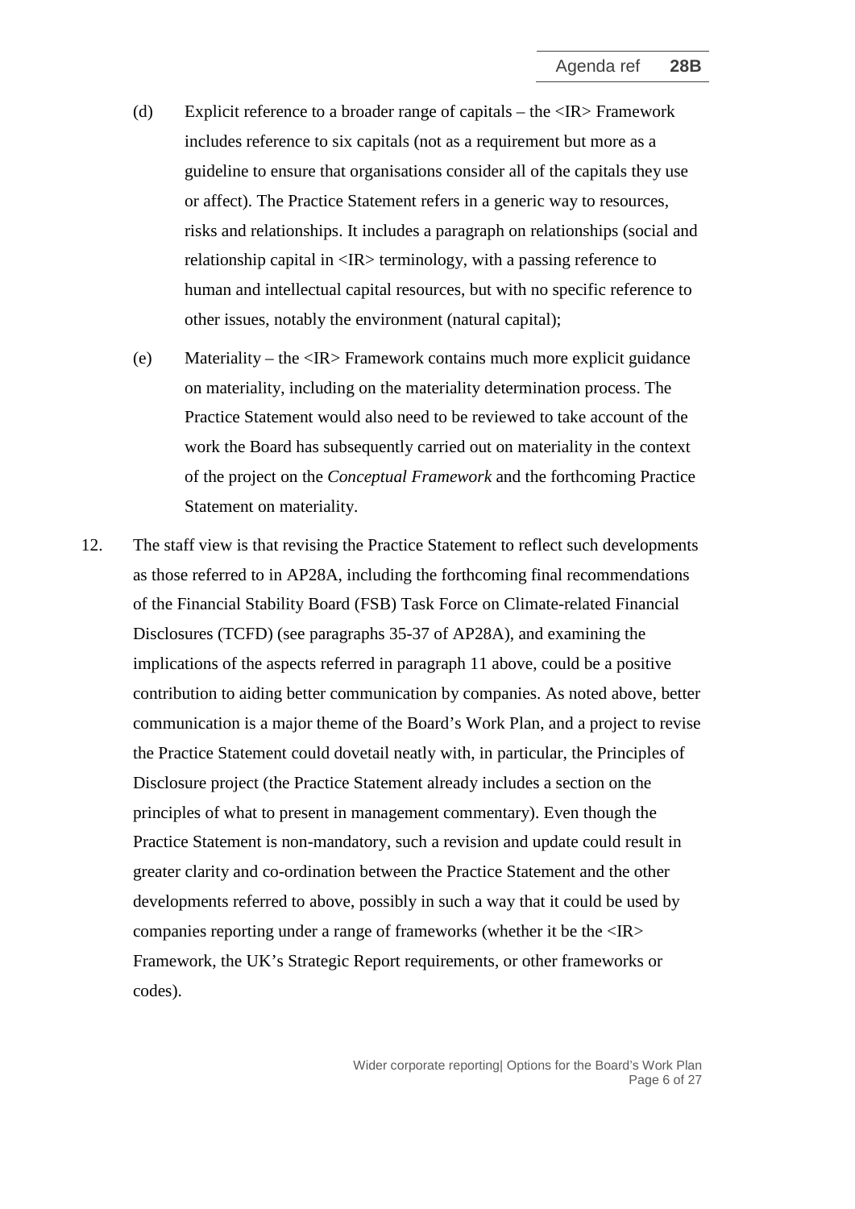(d) Explicit reference to a broader range of capitals – the <IR> Framework includes reference to six capitals (not as a requirement but more as a guideline to ensure that organisations consider all of the capitals they use or affect). The Practice Statement refers in a generic way to resources, risks and relationships. It includes a paragraph on relationships (social and relationship capital in <IR> terminology, with a passing reference to human and intellectual capital resources, but with no specific reference to other issues, notably the environment (natural capital);

(e) Materiality – the <IR> Framework contains much more explicit guidance on materiality, including on the materiality determination process. The Practice Statement would also need to be reviewed to take account of the work the Board has subsequently carried out on materiality in the context of the project on the *Conceptual Framework* and the forthcoming Practice Statement on materiality.

12. The staff view is that revising the Practice Statement to reflect such developments as those referred to in AP28A, including the forthcoming final recommendations of the Financial Stability Board (FSB) Task Force on Climate-related Financial Disclosures (TCFD) (see paragraphs 35-37 of AP28A), and examining the implications of the aspects referred in paragraph 11 above, could be a positive contribution to aiding better communication by companies. As noted above, better communication is a major theme of the Board's Work Plan, and a project to revise the Practice Statement could dovetail neatly with, in particular, the Principles of Disclosure project (the Practice Statement already includes a section on the principles of what to present in management commentary). Even though the Practice Statement is non-mandatory, such a revision and update could result in greater clarity and co-ordination between the Practice Statement and the other developments referred to above, possibly in such a way that it could be used by companies reporting under a range of frameworks (whether it be the <IR> Framework, the UK's Strategic Report requirements, or other frameworks or codes).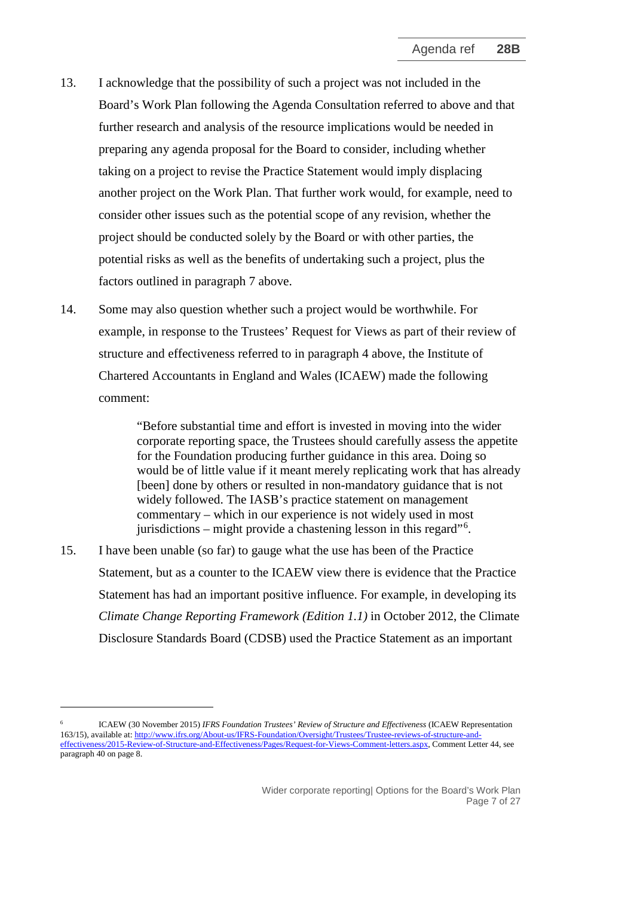13. I acknowledge that the possibility of such a project was not included in the Board's Work Plan following the Agenda Consultation referred to above and that further research and analysis of the resource implications would be needed in preparing any agenda proposal for the Board to consider, including whether taking on a project to revise the Practice Statement would imply displacing another project on the Work Plan. That further work would, for example, need to consider other issues such as the potential scope of any revision, whether the project should be conducted solely by the Board or with other parties, the potential risks as well as the benefits of undertaking such a project, plus the factors outlined in paragraph 7 above.

14. Some may also question whether such a project would be worthwhile. For example, in response to the Trustees' Request for Views as part of their review of structure and effectiveness referred to in paragraph 4 above, the Institute of Chartered Accountants in England and Wales (ICAEW) made the following comment:

> "Before substantial time and effort is invested in moving into the wider corporate reporting space, the Trustees should carefully assess the appetite for the Foundation producing further guidance in this area. Doing so would be of little value if it meant merely replicating work that has already [been] done by others or resulted in non-mandatory guidance that is not widely followed. The IASB's practice statement on management commentary – which in our experience is not widely used in most jurisdictions – might provide a chastening lesson in this regard"[6].

15. I have been unable (so far) to gauge what the use has been of the Practice Statement, but as a counter to the ICAEW view there is evidence that the Practice Statement has had an important positive influence. For example, in developing its *Climate Change Reporting Framework (Edition 1.1)* in October 2012, the Climate Disclosure Standards Board (CDSB) used the Practice Statement as an important

---

[6] ICAEW (30 November 2015) *IFRS Foundation Trustees' Review of Structure and Effectiveness* (ICAEW Representation 163/15), available at: http://www.ifrs.org/About-us/IFRS-Foundation/Oversight/Trustees/Trustee-reviews-of-structure-and-effectiveness/2015-Review-of-Structure-and-Effectiveness/Pages/Request-for-Views-Comment-letters.aspx, Comment Letter 44, see paragraph 40 on page 8.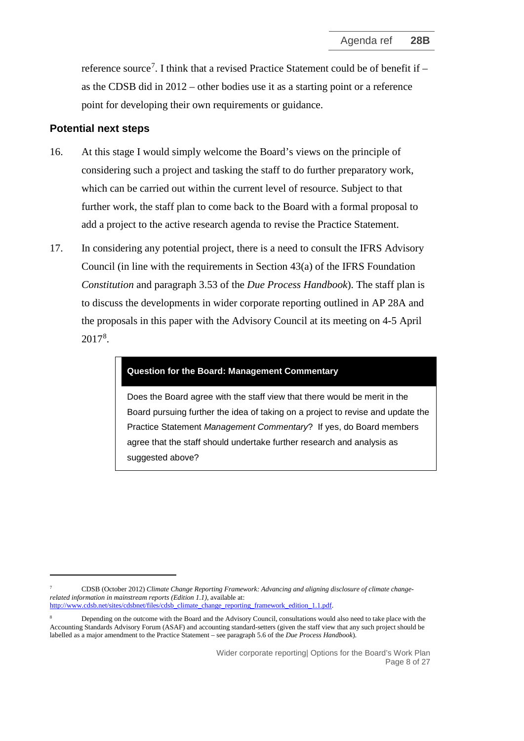reference source[7]. I think that a revised Practice Statement could be of benefit if – as the CDSB did in 2012 – other bodies use it as a starting point or a reference point for developing their own requirements or guidance.

## Potential next steps

16. At this stage I would simply welcome the Board's views on the principle of considering such a project and tasking the staff to do further preparatory work, which can be carried out within the current level of resource. Subject to that further work, the staff plan to come back to the Board with a formal proposal to add a project to the active research agenda to revise the Practice Statement.

17. In considering any potential project, there is a need to consult the IFRS Advisory Council (in line with the requirements in Section 43(a) of the IFRS Foundation *Constitution* and paragraph 3.53 of the *Due Process Handbook*). The staff plan is to discuss the developments in wider corporate reporting outlined in AP 28A and the proposals in this paper with the Advisory Council at its meeting on 4-5 April 2017[8].

> **Question for the Board: Management Commentary**
>
> Does the Board agree with the staff view that there would be merit in the Board pursuing further the idea of taking on a project to revise and update the Practice Statement *Management Commentary*? If yes, do Board members agree that the staff should undertake further research and analysis as suggested above?

---

[7] CDSB (October 2012) *Climate Change Reporting Framework: Advancing and aligning disclosure of climate change-related information in mainstream reports (Edition 1.1)*, available at: http://www.cdsb.net/sites/cdsbnet/files/cdsb_climate_change_reporting_framework_edition_1.1.pdf.

[8] Depending on the outcome with the Board and the Advisory Council, consultations would also need to take place with the Accounting Standards Advisory Forum (ASAF) and accounting standard-setters (given the staff view that any such project should be labelled as a major amendment to the Practice Statement – see paragraph 5.6 of the *Due Process Handbook*).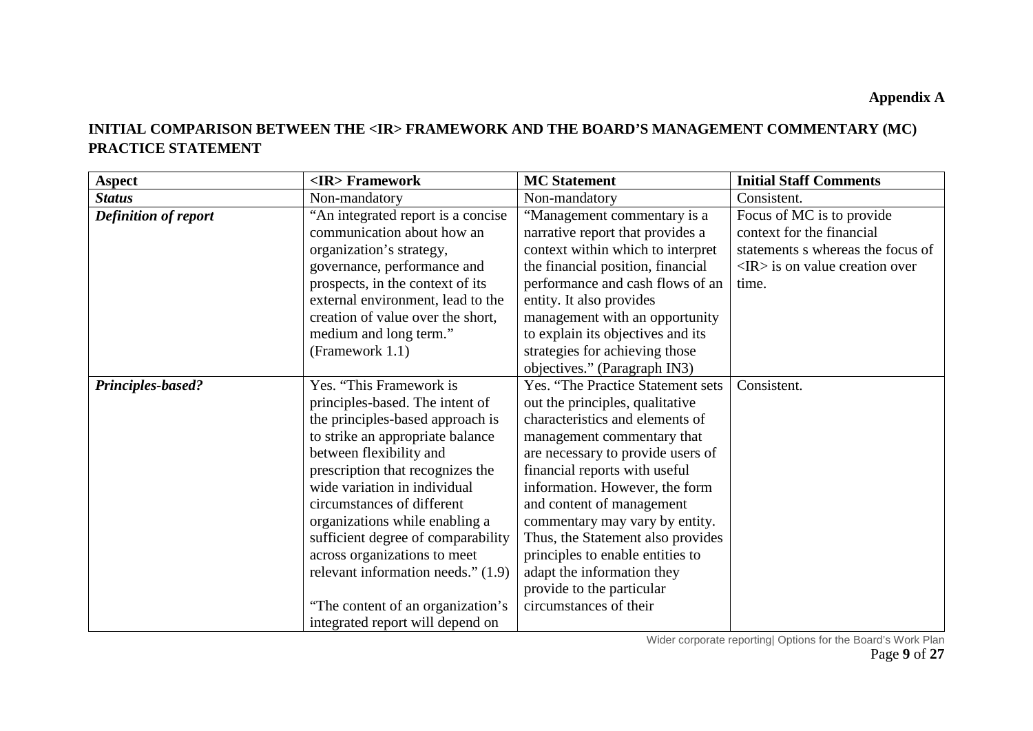**Appendix A**

## INITIAL COMPARISON BETWEEN THE <IR> FRAMEWORK AND THE BOARD'S MANAGEMENT COMMENTARY (MC) PRACTICE STATEMENT

| Aspect | <IR> Framework | MC Statement | Initial Staff Comments |
|---|---|---|---|
| ***Status*** | Non-mandatory | Non-mandatory | Consistent. |
| ***Definition of report*** | "An integrated report is a concise communication about how an organization's strategy, governance, performance and prospects, in the context of its external environment, lead to the creation of value over the short, medium and long term." (Framework 1.1) | "Management commentary is a narrative report that provides a context within which to interpret the financial position, financial performance and cash flows of an entity. It also provides management with an opportunity to explain its objectives and its strategies for achieving those objectives." (Paragraph IN3) | Focus of MC is to provide context for the financial statements s whereas the focus of <IR> is on value creation over time. |
| ***Principles-based?*** | Yes. "This Framework is principles-based. The intent of the principles-based approach is to strike an appropriate balance between flexibility and prescription that recognizes the wide variation in individual circumstances of different organizations while enabling a sufficient degree of comparability across organizations to meet relevant information needs." (1.9)<br><br>"The content of an organization's integrated report will depend on | Yes. "The Practice Statement sets out the principles, qualitative characteristics and elements of management commentary that are necessary to provide users of financial reports with useful information. However, the form and content of management commentary may vary by entity. Thus, the Statement also provides principles to enable entities to adapt the information they provide to the particular circumstances of their | Consistent. |

Wider corporate reporting| Options for the Board's Work Plan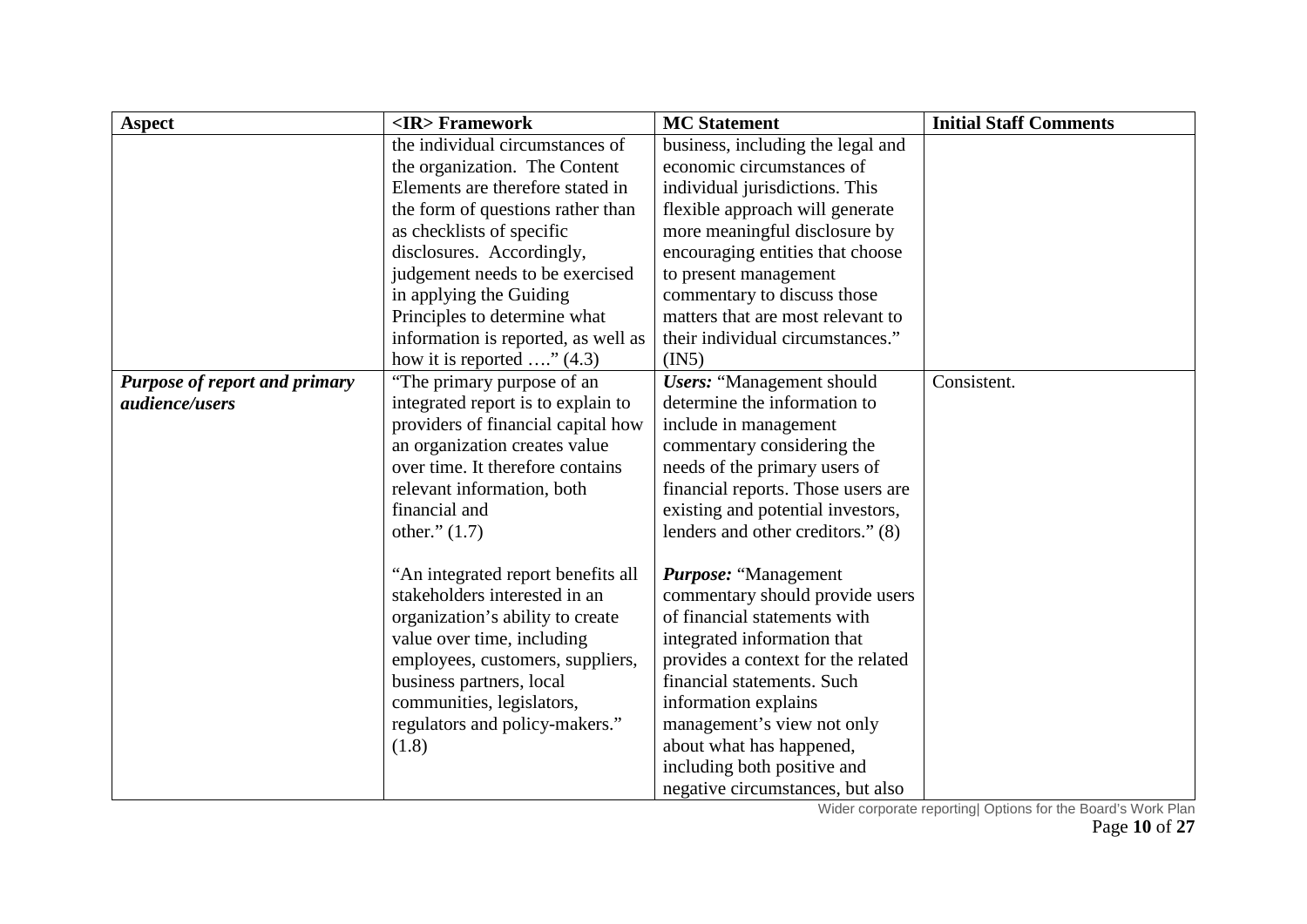| Aspect | <IR> Framework | MC Statement | Initial Staff Comments |
|---|---|---|---|
| | the individual circumstances of the organization. The Content Elements are therefore stated in the form of questions rather than as checklists of specific disclosures. Accordingly, judgement needs to be exercised in applying the Guiding Principles to determine what information is reported, as well as how it is reported …." (4.3) | business, including the legal and economic circumstances of individual jurisdictions. This flexible approach will generate more meaningful disclosure by encouraging entities that choose to present management commentary to discuss those matters that are most relevant to their individual circumstances." (IN5) | |
| ***Purpose of report and primary audience/users*** | "The primary purpose of an integrated report is to explain to providers of financial capital how an organization creates value over time. It therefore contains relevant information, both financial and other." (1.7)<br><br>"An integrated report benefits all stakeholders interested in an organization's ability to create value over time, including employees, customers, suppliers, business partners, local communities, legislators, regulators and policy-makers." (1.8) | ***Users:*** "Management should determine the information to include in management commentary considering the needs of the primary users of financial reports. Those users are existing and potential investors, lenders and other creditors." (8)<br><br>***Purpose:*** "Management commentary should provide users of financial statements with integrated information that provides a context for the related financial statements. Such information explains management's view not only about what has happened, including both positive and negative circumstances, but also | Consistent. |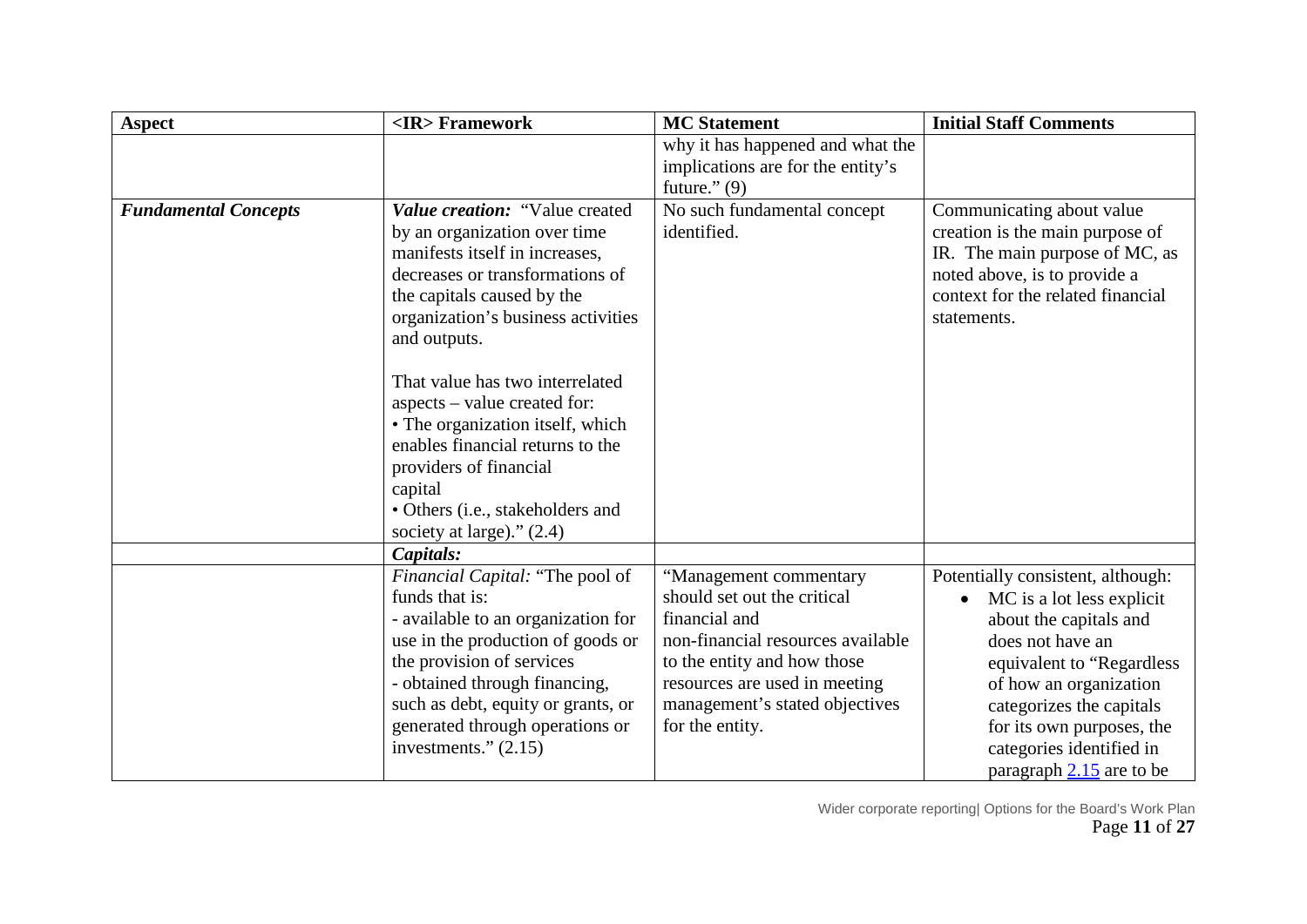| Aspect | <IR> Framework | MC Statement | Initial Staff Comments |
|---|---|---|---|
| | | why it has happened and what the implications are for the entity's future." (9) | |
| ***Fundamental Concepts*** | ***Value creation:*** "Value created by an organization over time manifests itself in increases, decreases or transformations of the capitals caused by the organization's business activities and outputs.<br><br>That value has two interrelated aspects – value created for:<br>• The organization itself, which enables financial returns to the providers of financial capital<br>• Others (i.e., stakeholders and society at large)." (2.4) | No such fundamental concept identified. | Communicating about value creation is the main purpose of IR. The main purpose of MC, as noted above, is to provide a context for the related financial statements. |
| | ***Capitals:*** | | |
| | *Financial Capital:* "The pool of funds that is:<br>- available to an organization for use in the production of goods or the provision of services<br>- obtained through financing, such as debt, equity or grants, or generated through operations or investments." (2.15) | "Management commentary should set out the critical financial and non-financial resources available to the entity and how those resources are used in meeting management's stated objectives for the entity. | Potentially consistent, although:<br>• MC is a lot less explicit about the capitals and does not have an equivalent to "Regardless of how an organization categorizes the capitals for its own purposes, the categories identified in paragraph 2.15 are to be |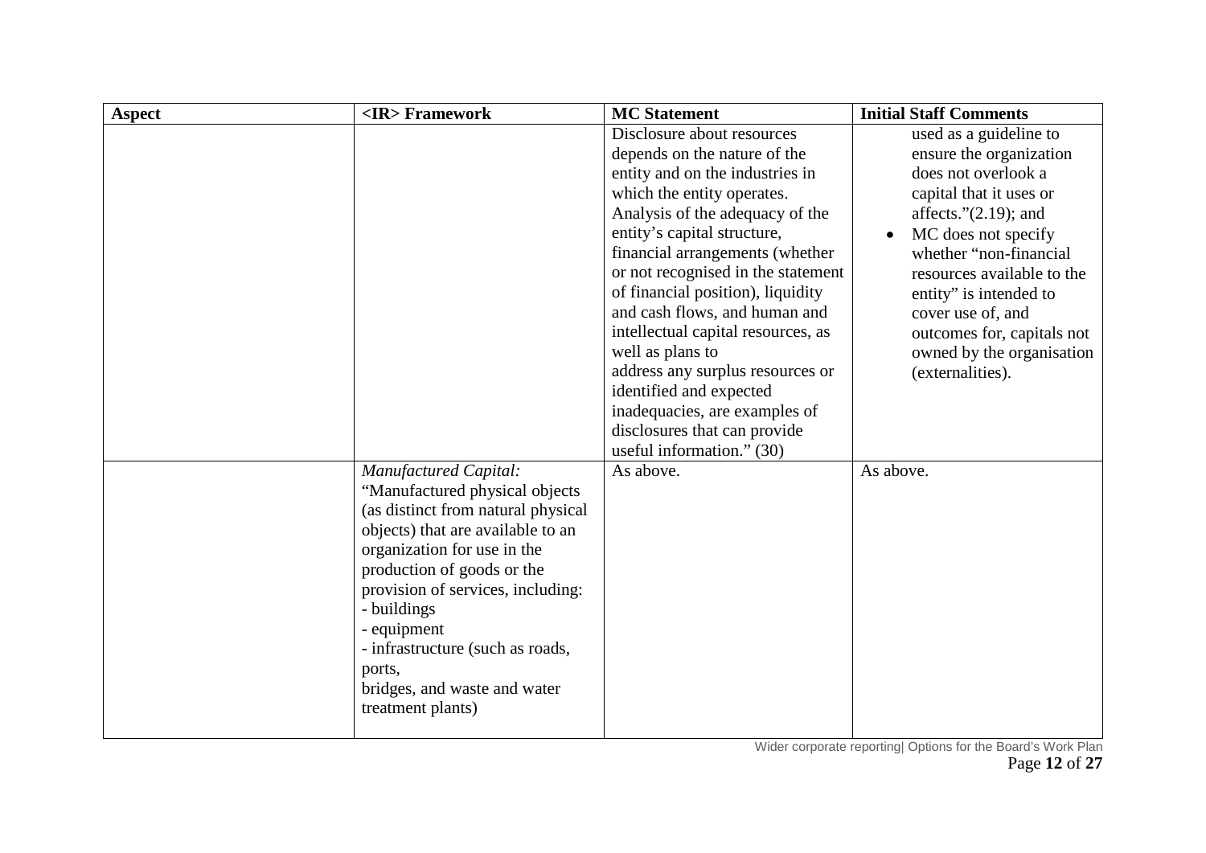| Aspect | <IR> Framework | MC Statement | Initial Staff Comments |
|---|---|---|---|
| | | Disclosure about resources depends on the nature of the entity and on the industries in which the entity operates. Analysis of the adequacy of the entity's capital structure, financial arrangements (whether or not recognised in the statement of financial position), liquidity and cash flows, and human and intellectual capital resources, as well as plans to address any surplus resources or identified and expected inadequacies, are examples of disclosures that can provide useful information." (30) | used as a guideline to ensure the organization does not overlook a capital that it uses or affects."(2.19); and<br>• MC does not specify whether "non-financial resources available to the entity" is intended to cover use of, and outcomes for, capitals not owned by the organisation (externalities). |
| | *Manufactured Capital:*<br>"Manufactured physical objects (as distinct from natural physical objects) that are available to an organization for use in the production of goods or the provision of services, including:<br>- buildings<br>- equipment<br>- infrastructure (such as roads, ports, bridges, and waste and water treatment plants) | As above. | As above. |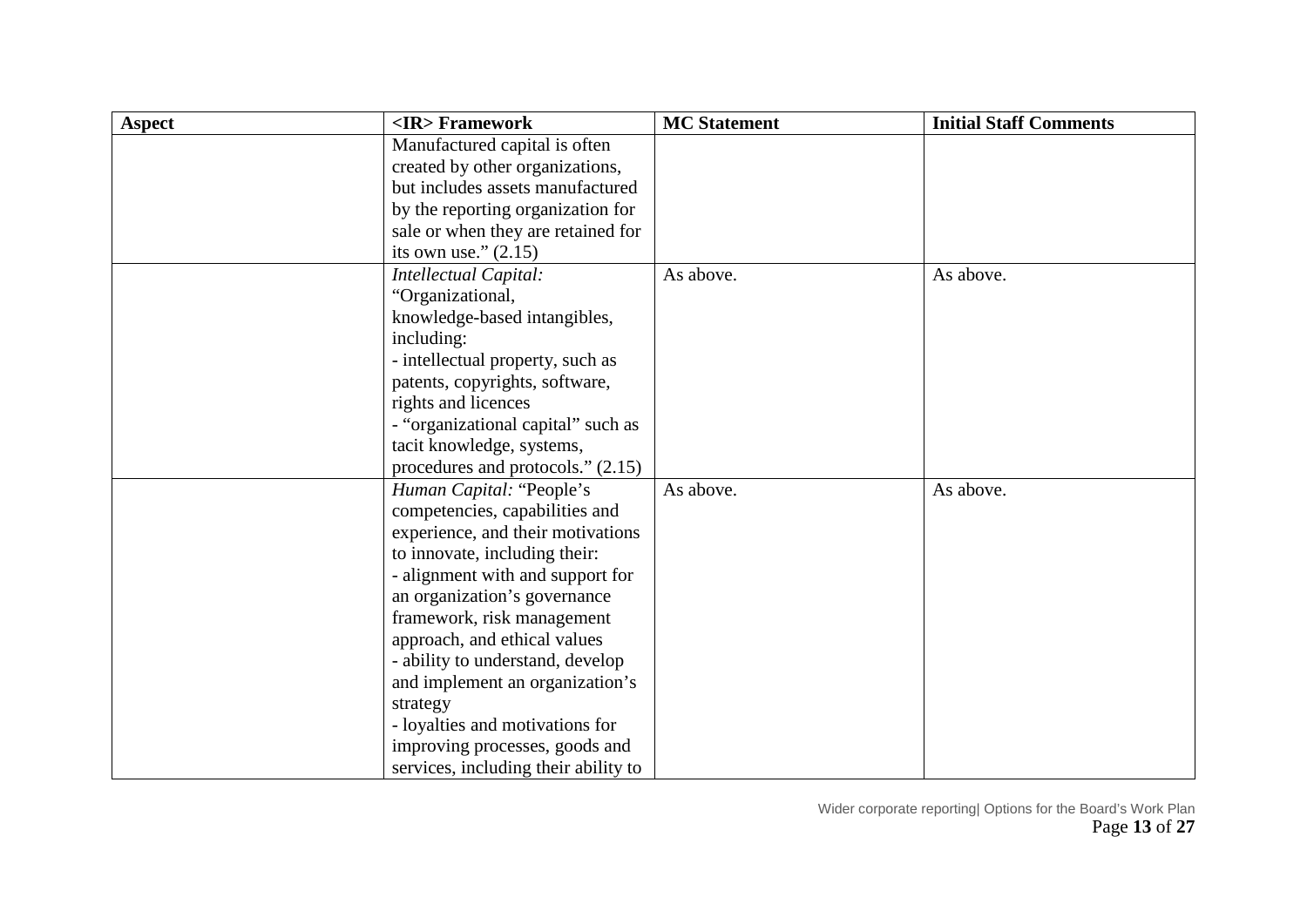| Aspect | <IR> Framework | MC Statement | Initial Staff Comments |
| --- | --- | --- | --- |
| | Manufactured capital is often created by other organizations, but includes assets manufactured by the reporting organization for sale or when they are retained for its own use." (2.15) | | |
| | *Intellectual Capital:* "Organizational, knowledge-based intangibles, including:<br>- intellectual property, such as patents, copyrights, software, rights and licences<br>- "organizational capital" such as tacit knowledge, systems, procedures and protocols." (2.15) | As above. | As above. |
| | *Human Capital:* "People's competencies, capabilities and experience, and their motivations to innovate, including their:<br>- alignment with and support for an organization's governance framework, risk management approach, and ethical values<br>- ability to understand, develop and implement an organization's strategy<br>- loyalties and motivations for improving processes, goods and services, including their ability to | As above. | As above. |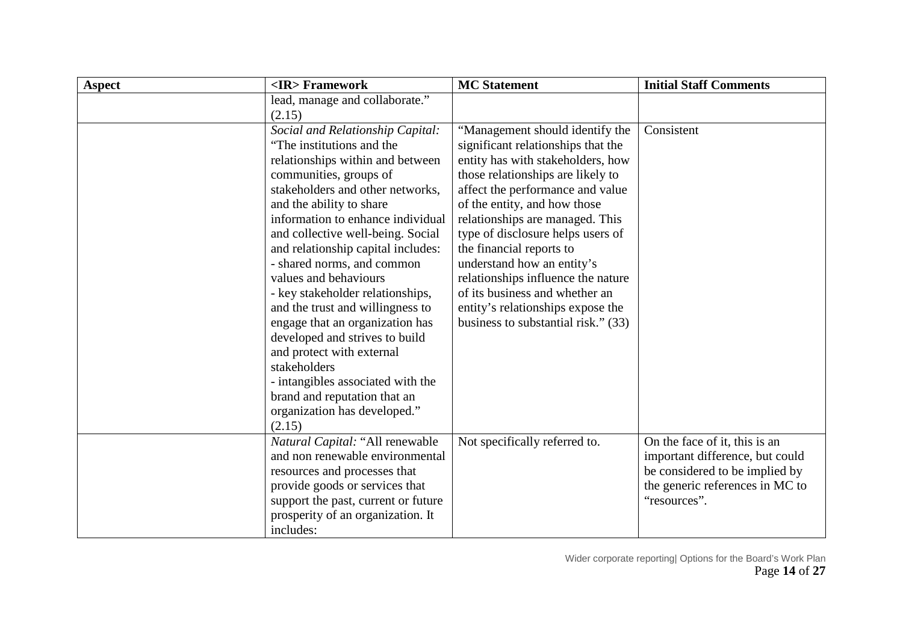| Aspect | <IR> Framework | MC Statement | Initial Staff Comments |
|---|---|---|---|
| | lead, manage and collaborate." (2.15) | | |
| | *Social and Relationship Capital:* "The institutions and the relationships within and between communities, groups of stakeholders and other networks, and the ability to share information to enhance individual and collective well-being. Social and relationship capital includes:<br>- shared norms, and common values and behaviours<br>- key stakeholder relationships, and the trust and willingness to engage that an organization has developed and strives to build and protect with external stakeholders<br>- intangibles associated with the brand and reputation that an organization has developed." (2.15) | "Management should identify the significant relationships that the entity has with stakeholders, how those relationships are likely to affect the performance and value of the entity, and how those relationships are managed. This type of disclosure helps users of the financial reports to understand how an entity's relationships influence the nature of its business and whether an entity's relationships expose the business to substantial risk." (33) | Consistent |
| | *Natural Capital:* "All renewable and non renewable environmental resources and processes that provide goods or services that support the past, current or future prosperity of an organization. It includes: | Not specifically referred to. | On the face of it, this is an important difference, but could be considered to be implied by the generic references in MC to "resources". |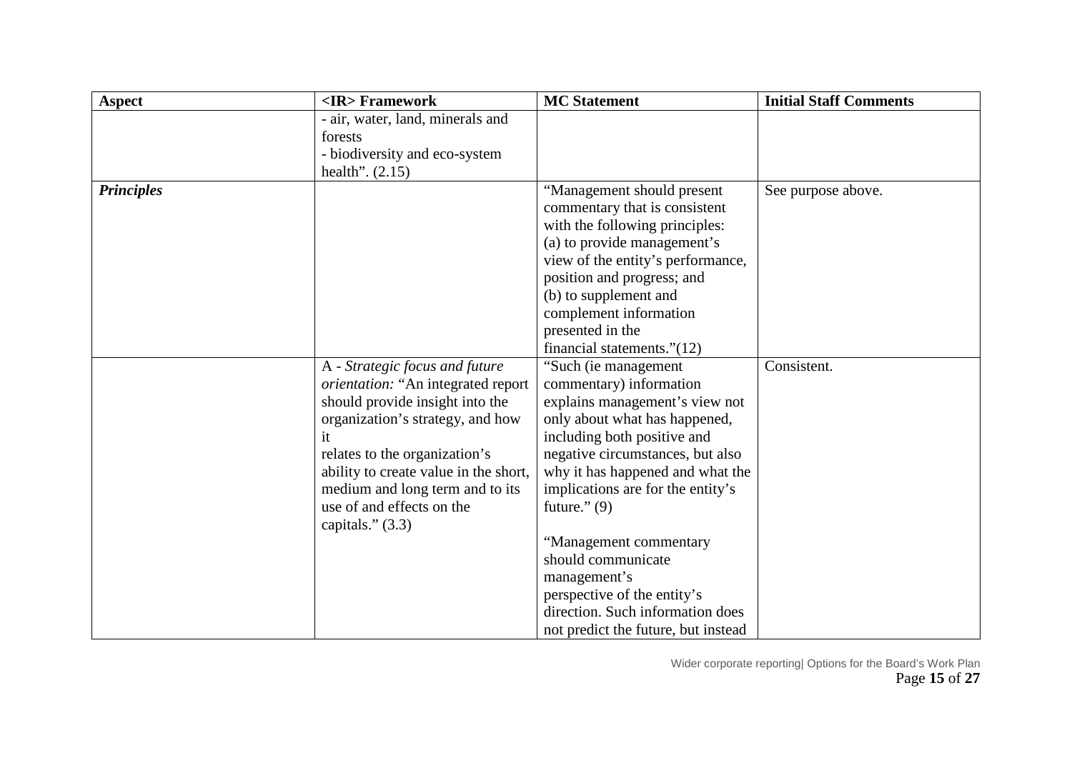| Aspect | <IR> Framework | MC Statement | Initial Staff Comments |
|---|---|---|---|
| | - air, water, land, minerals and forests<br>- biodiversity and eco-system health". (2.15) | | |
| ***Principles*** | | "Management should present commentary that is consistent with the following principles:<br>(a) to provide management's view of the entity's performance, position and progress; and<br>(b) to supplement and complement information presented in the financial statements."(12) | See purpose above. |
| | A - *Strategic focus and future orientation:* "An integrated report should provide insight into the organization's strategy, and how it relates to the organization's ability to create value in the short, medium and long term and to its use of and effects on the capitals." (3.3) | "Such (ie management commentary) information explains management's view not only about what has happened, including both positive and negative circumstances, but also why it has happened and what the implications are for the entity's future." (9)<br><br>"Management commentary should communicate management's perspective of the entity's direction. Such information does not predict the future, but instead | Consistent. |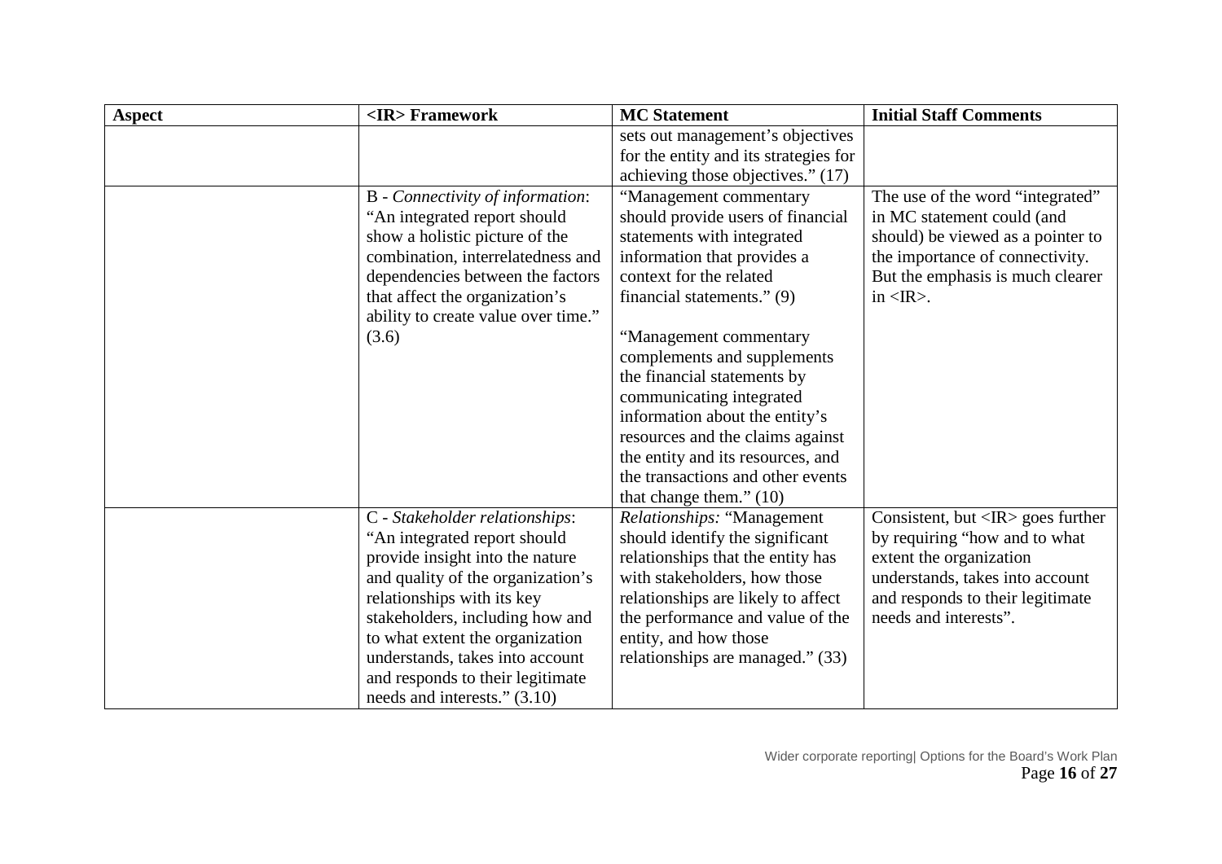| Aspect | <IR> Framework | MC Statement | Initial Staff Comments |
| --- | --- | --- | --- |
| | | sets out management's objectives for the entity and its strategies for achieving those objectives." (17) | |
| | B - *Connectivity of information*: "An integrated report should show a holistic picture of the combination, interrelatedness and dependencies between the factors that affect the organization's ability to create value over time." (3.6) | "Management commentary should provide users of financial statements with integrated information that provides a context for the related financial statements." (9)<br><br>"Management commentary complements and supplements the financial statements by communicating integrated information about the entity's resources and the claims against the entity and its resources, and the transactions and other events that change them." (10) | The use of the word "integrated" in MC statement could (and should) be viewed as a pointer to the importance of connectivity. But the emphasis is much clearer in <IR>. |
| | C - *Stakeholder relationships*: "An integrated report should provide insight into the nature and quality of the organization's relationships with its key stakeholders, including how and to what extent the organization understands, takes into account and responds to their legitimate needs and interests." (3.10) | *Relationships:* "Management should identify the significant relationships that the entity has with stakeholders, how those relationships are likely to affect the performance and value of the entity, and how those relationships are managed." (33) | Consistent, but <IR> goes further by requiring "how and to what extent the organization understands, takes into account and responds to their legitimate needs and interests". |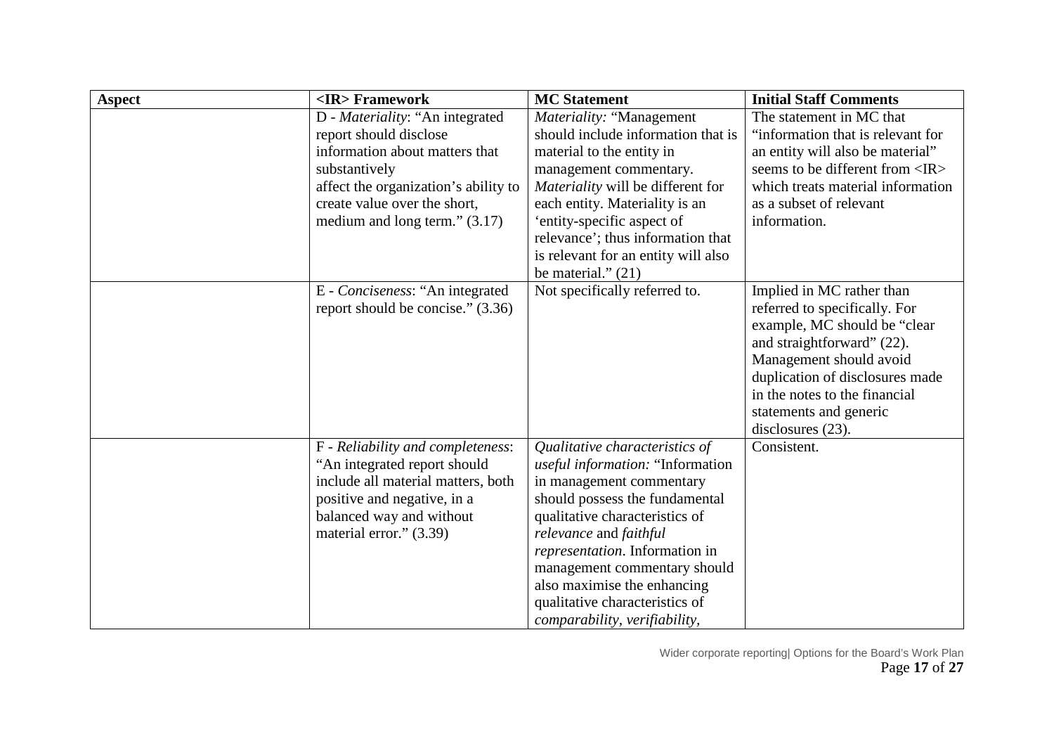| Aspect | <IR> Framework | MC Statement | Initial Staff Comments |
|---|---|---|---|
| | D - *Materiality*: "An integrated report should disclose information about matters that substantively affect the organization's ability to create value over the short, medium and long term." (3.17) | *Materiality:* "Management should include information that is material to the entity in management commentary. *Materiality* will be different for each entity. Materiality is an 'entity-specific aspect of relevance'; thus information that is relevant for an entity will also be material." (21) | The statement in MC that "information that is relevant for an entity will also be material" seems to be different from <IR> which treats material information as a subset of relevant information. |
| | E - *Conciseness*: "An integrated report should be concise." (3.36) | Not specifically referred to. | Implied in MC rather than referred to specifically. For example, MC should be "clear and straightforward" (22). Management should avoid duplication of disclosures made in the notes to the financial statements and generic disclosures (23). |
| | F - *Reliability and completeness*: "An integrated report should include all material matters, both positive and negative, in a balanced way and without material error." (3.39) | *Qualitative characteristics of useful information:* "Information in management commentary should possess the fundamental qualitative characteristics of *relevance* and *faithful representation*. Information in management commentary should also maximise the enhancing qualitative characteristics of *comparability*, *verifiability*, | Consistent. |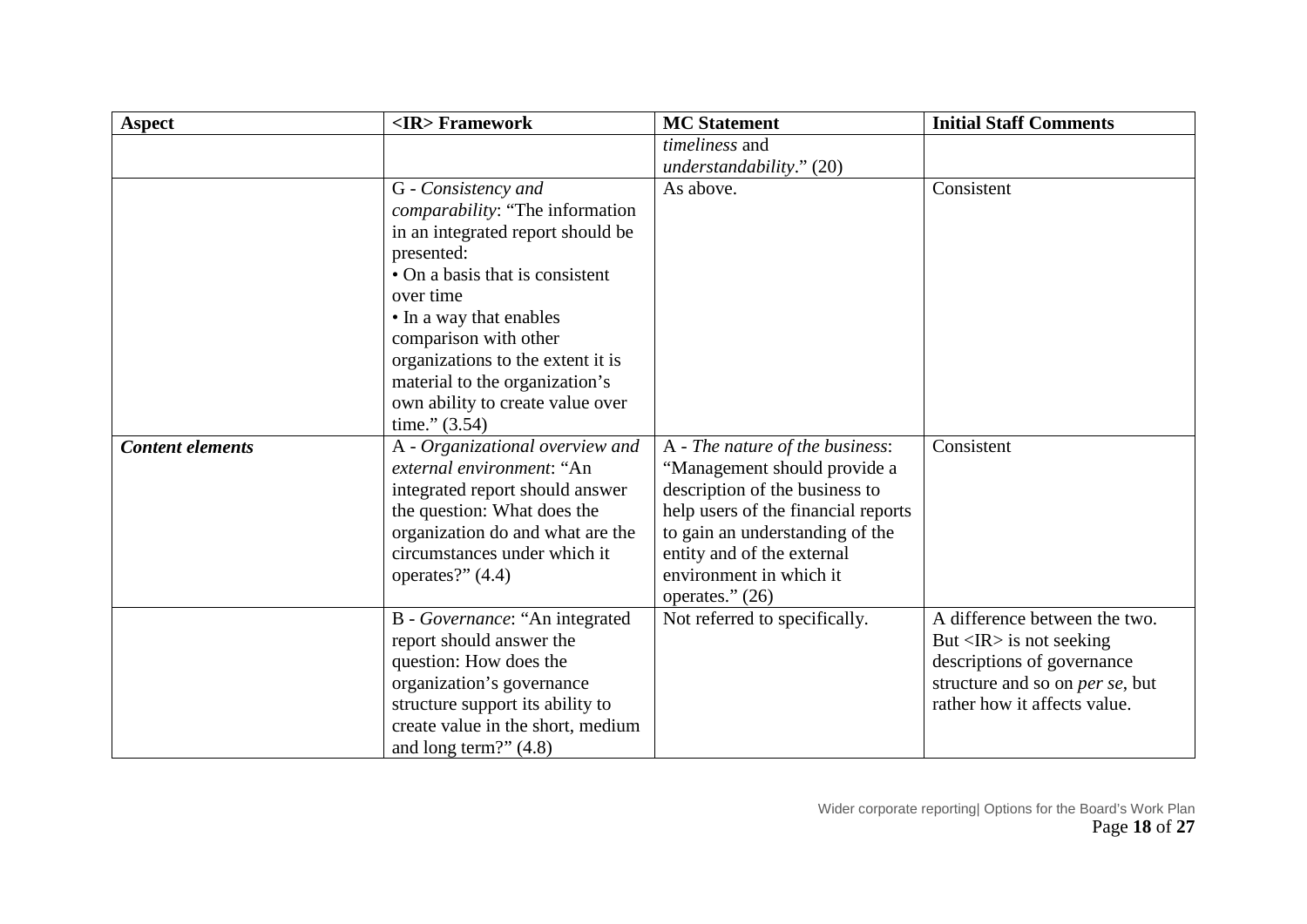| Aspect | <IR> Framework | MC Statement | Initial Staff Comments |
| --- | --- | --- | --- |
| | | *timeliness* and *understandability*." (20) | |
| | G - *Consistency and comparability*: "The information in an integrated report should be presented:<br>• On a basis that is consistent over time<br>• In a way that enables comparison with other organizations to the extent it is material to the organization's own ability to create value over time." (3.54) | As above. | Consistent |
| ***Content elements*** | A - *Organizational overview and external environment*: "An integrated report should answer the question: What does the organization do and what are the circumstances under which it operates?" (4.4) | A - *The nature of the business*: "Management should provide a description of the business to help users of the financial reports to gain an understanding of the entity and of the external environment in which it operates." (26) | Consistent |
| | B - *Governance*: "An integrated report should answer the question: How does the organization's governance structure support its ability to create value in the short, medium and long term?" (4.8) | Not referred to specifically. | A difference between the two. But <IR> is not seeking descriptions of governance structure and so on *per se*, but rather how it affects value. |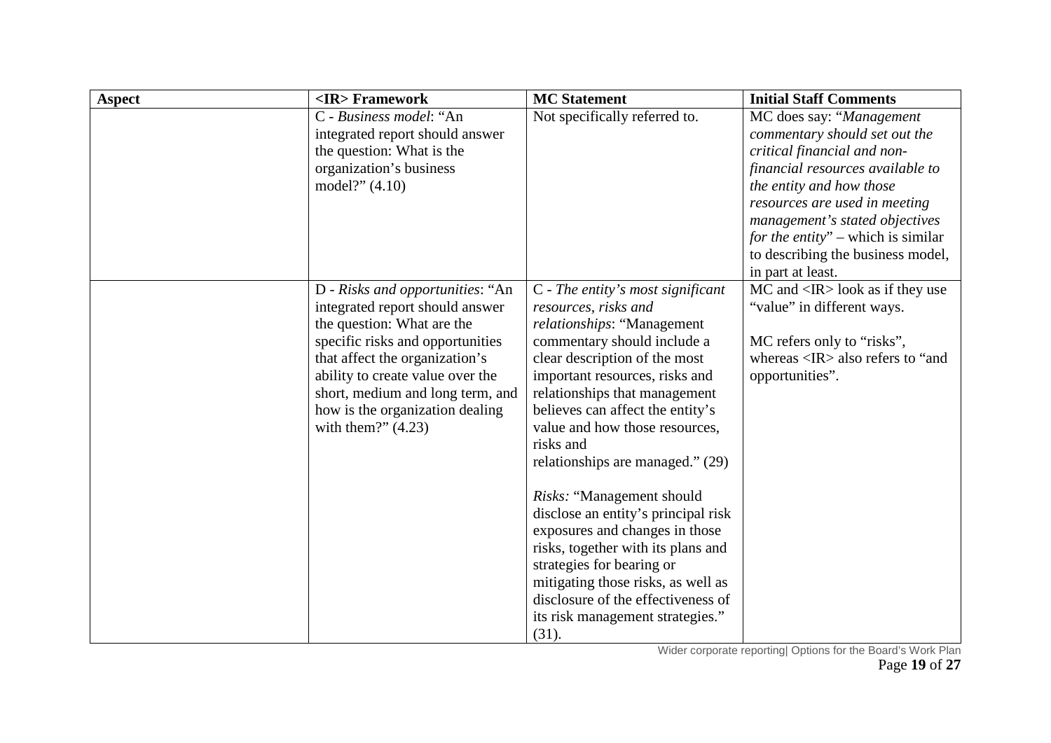| Aspect | <IR> Framework | MC Statement | Initial Staff Comments |
|---|---|---|---|
| | C - *Business model*: "An integrated report should answer the question: What is the organization's business model?" (4.10) | Not specifically referred to. | MC does say: "*Management commentary should set out the critical financial and non-financial resources available to the entity and how those resources are used in meeting management's stated objectives for the entity*" – which is similar to describing the business model, in part at least. |
| | D - *Risks and opportunities*: "An integrated report should answer the question: What are the specific risks and opportunities that affect the organization's ability to create value over the short, medium and long term, and how is the organization dealing with them?" (4.23) | C - *The entity's most significant resources, risks and relationships*: "Management commentary should include a clear description of the most important resources, risks and relationships that management believes can affect the entity's value and how those resources, risks and relationships are managed." (29)<br><br>*Risks:* "Management should disclose an entity's principal risk exposures and changes in those risks, together with its plans and strategies for bearing or mitigating those risks, as well as disclosure of the effectiveness of its risk management strategies." (31). | MC and <IR> look as if they use "value" in different ways.<br><br>MC refers only to "risks", whereas <IR> also refers to "and opportunities". |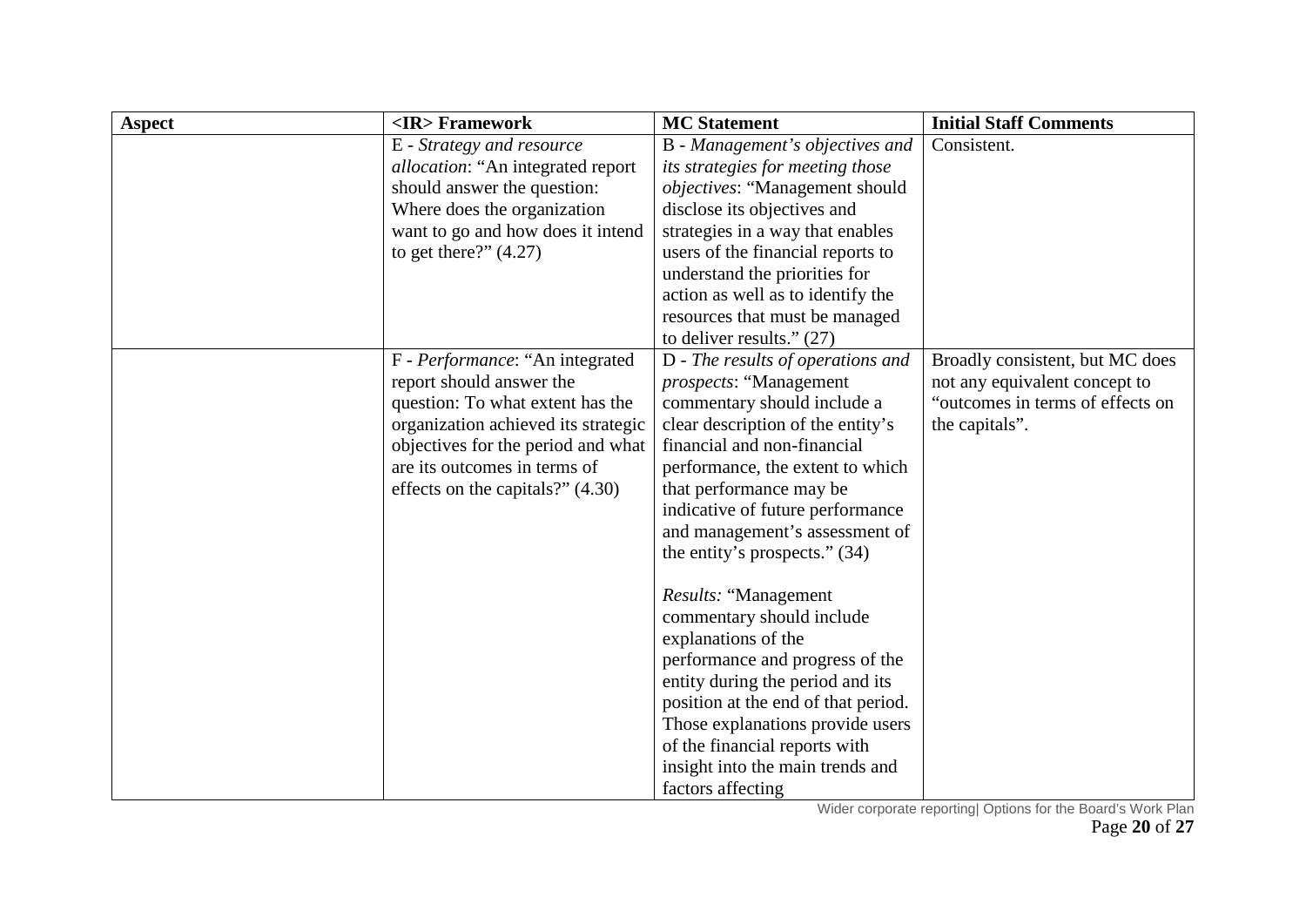| Aspect | <IR> Framework | MC Statement | Initial Staff Comments |
|---|---|---|---|
| | E - *Strategy and resource allocation*: "An integrated report should answer the question: Where does the organization want to go and how does it intend to get there?" (4.27) | B - *Management's objectives and its strategies for meeting those objectives*: "Management should disclose its objectives and strategies in a way that enables users of the financial reports to understand the priorities for action as well as to identify the resources that must be managed to deliver results." (27) | Consistent. |
| | F - *Performance*: "An integrated report should answer the question: To what extent has the organization achieved its strategic objectives for the period and what are its outcomes in terms of effects on the capitals?" (4.30) | D - *The results of operations and prospects*: "Management commentary should include a clear description of the entity's financial and non-financial performance, the extent to which that performance may be indicative of future performance and management's assessment of the entity's prospects." (34)<br><br>*Results:* "Management commentary should include explanations of the performance and progress of the entity during the period and its position at the end of that period. Those explanations provide users of the financial reports with insight into the main trends and factors affecting | Broadly consistent, but MC does not any equivalent concept to "outcomes in terms of effects on the capitals". |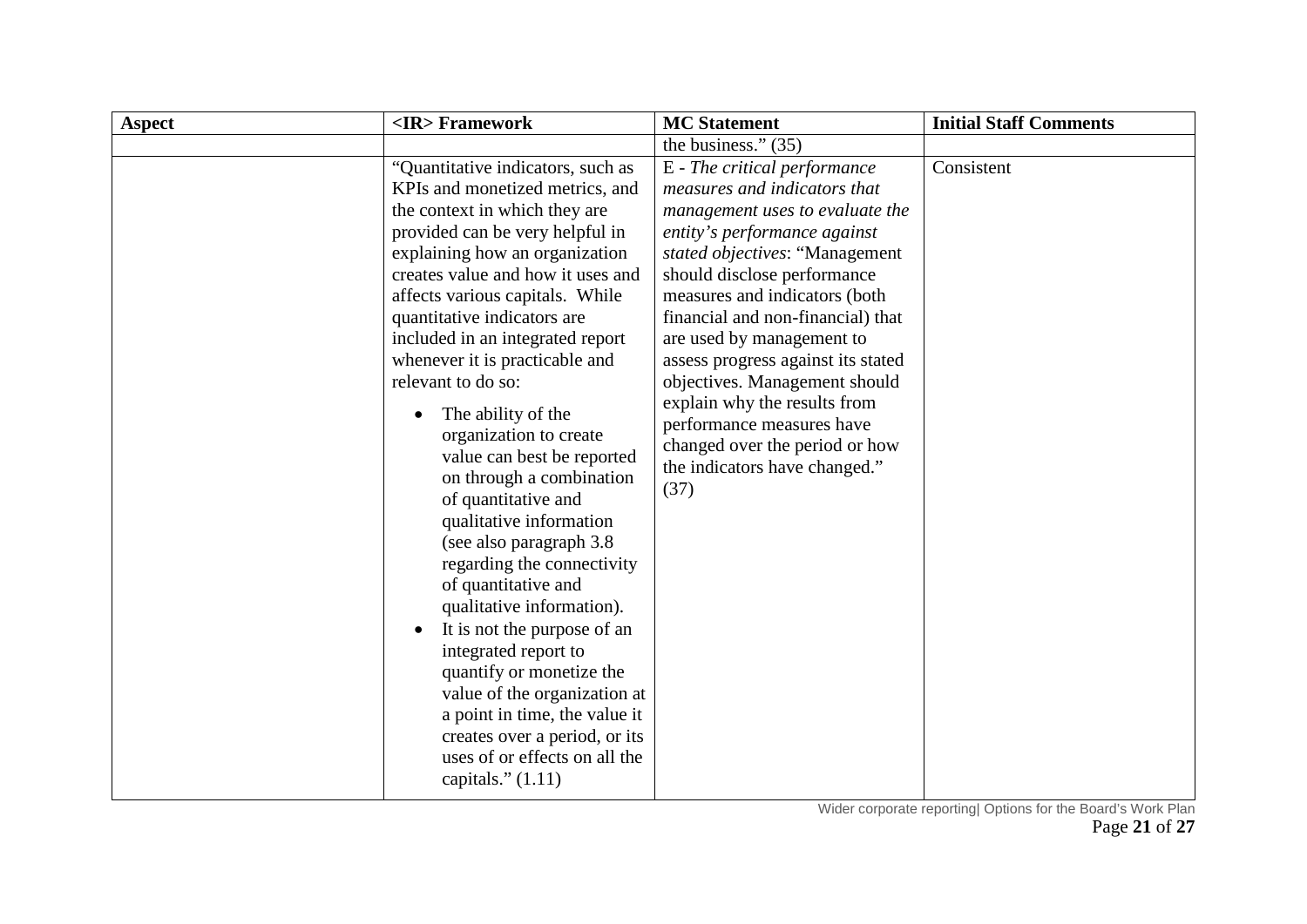| Aspect | <IR> Framework | MC Statement | Initial Staff Comments |
|---|---|---|---|
| | | the business." (35) | |
| | "Quantitative indicators, such as KPIs and monetized metrics, and the context in which they are provided can be very helpful in explaining how an organization creates value and how it uses and affects various capitals. While quantitative indicators are included in an integrated report whenever it is practicable and relevant to do so: <br>• The ability of the organization to create value can best be reported on through a combination of quantitative and qualitative information (see also paragraph 3.8 regarding the connectivity of quantitative and qualitative information). <br>• It is not the purpose of an integrated report to quantify or monetize the value of the organization at a point in time, the value it creates over a period, or its uses of or effects on all the capitals." (1.11) | E - *The critical performance measures and indicators that management uses to evaluate the entity's performance against stated objectives*: "Management should disclose performance measures and indicators (both financial and non-financial) that are used by management to assess progress against its stated objectives. Management should explain why the results from performance measures have changed over the period or how the indicators have changed." (37) | Consistent |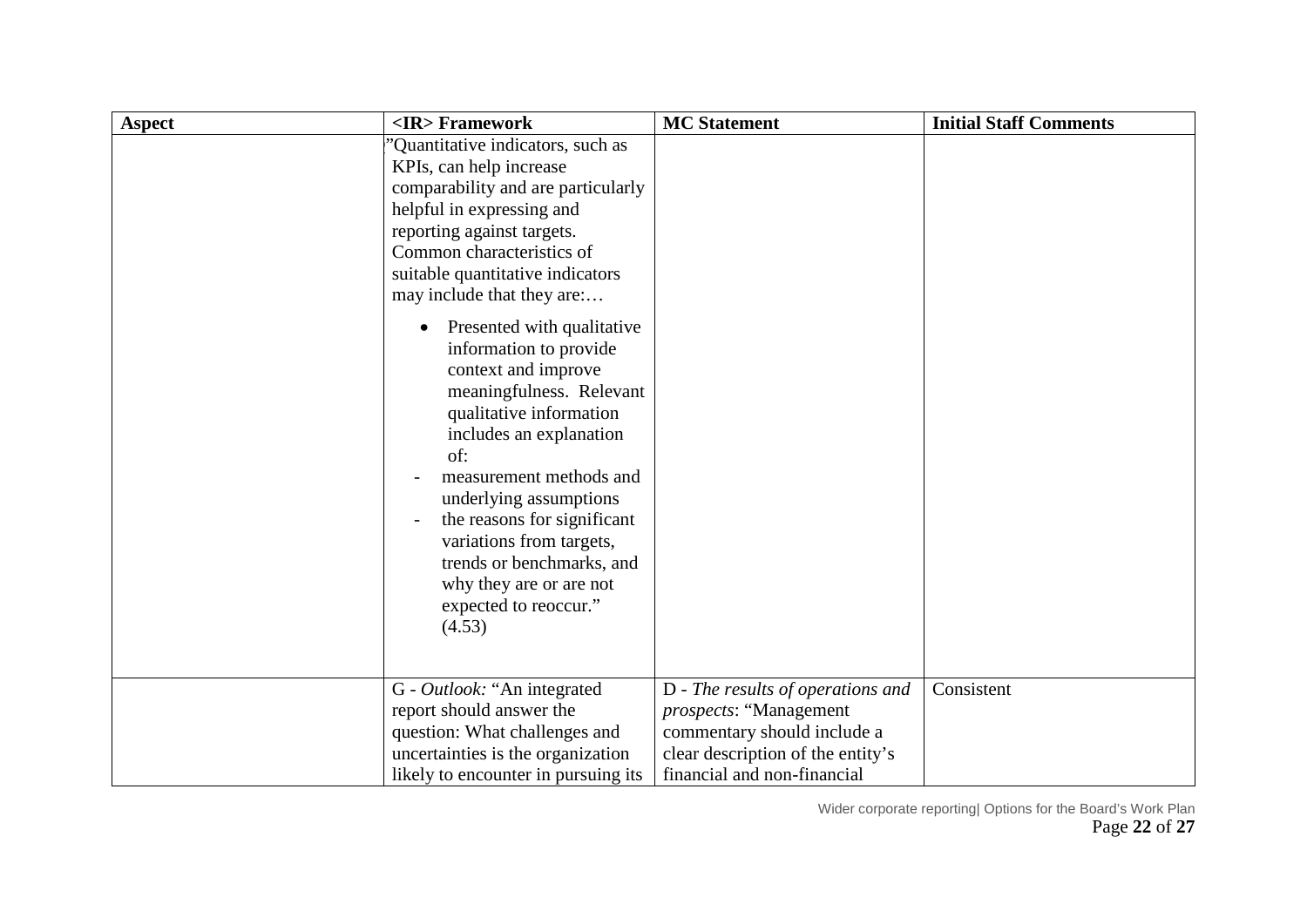| Aspect | <IR> Framework | MC Statement | Initial Staff Comments |
|---|---|---|---|
| | "Quantitative indicators, such as KPIs, can help increase comparability and are particularly helpful in expressing and reporting against targets. Common characteristics of suitable quantitative indicators may include that they are:… <br>• Presented with qualitative information to provide context and improve meaningfulness. Relevant qualitative information includes an explanation of: <br>- measurement methods and underlying assumptions <br>- the reasons for significant variations from targets, trends or benchmarks, and why they are or are not expected to reoccur." (4.53) | | |
| | G - *Outlook:* "An integrated report should answer the question: What challenges and uncertainties is the organization likely to encounter in pursuing its | D - *The results of operations and prospects*: "Management commentary should include a clear description of the entity's financial and non-financial | Consistent |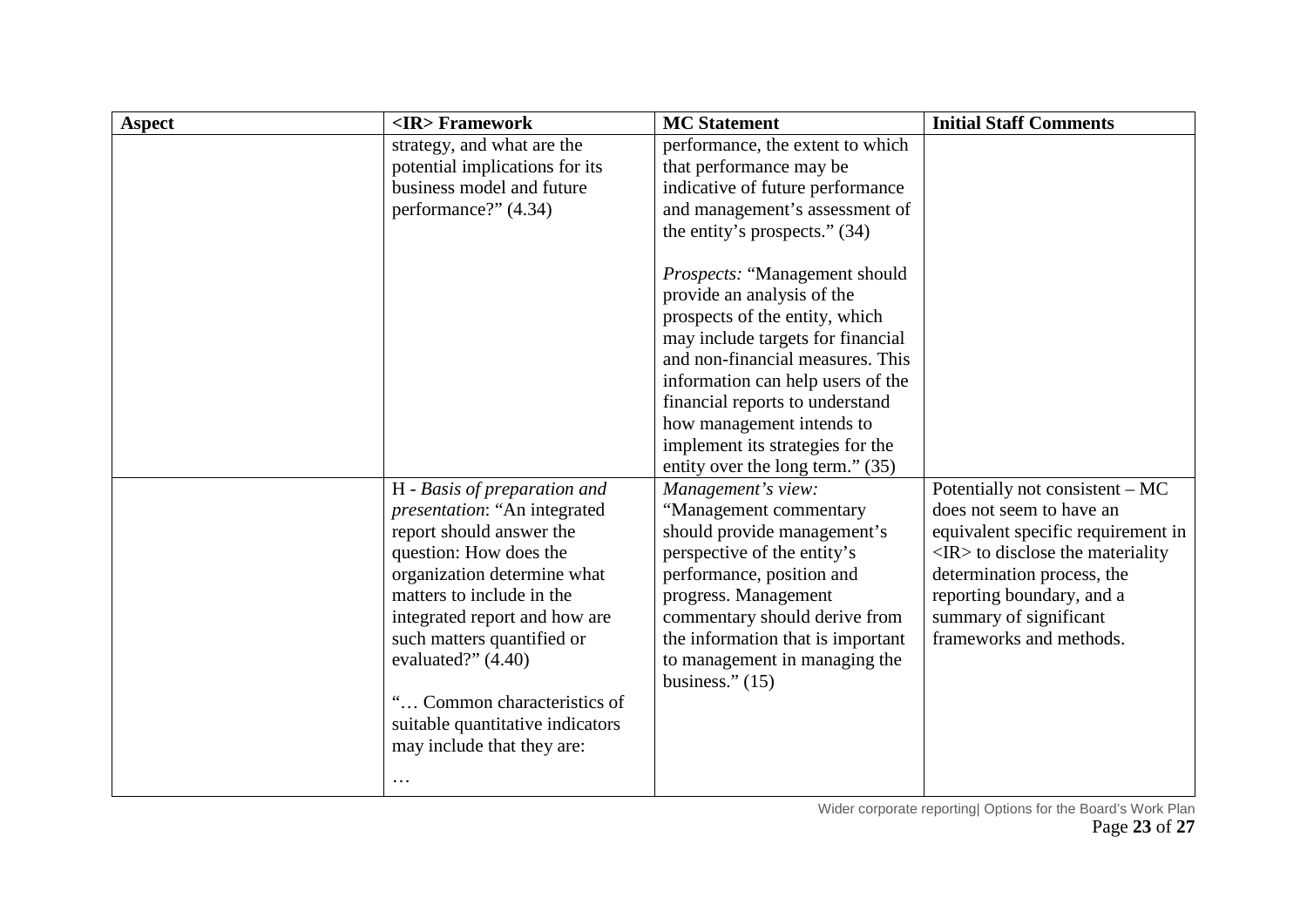| Aspect | <IR> Framework | MC Statement | Initial Staff Comments |
|---|---|---|---|
| | strategy, and what are the potential implications for its business model and future performance?" (4.34) | performance, the extent to which that performance may be indicative of future performance and management's assessment of the entity's prospects." (34)<br><br>*Prospects:* "Management should provide an analysis of the prospects of the entity, which may include targets for financial and non-financial measures. This information can help users of the financial reports to understand how management intends to implement its strategies for the entity over the long term." (35) | |
| | H - *Basis of preparation and presentation*: "An integrated report should answer the question: How does the organization determine what matters to include in the integrated report and how are such matters quantified or evaluated?" (4.40)<br><br>"… Common characteristics of suitable quantitative indicators may include that they are:<br><br>… | *Management's view:* "Management commentary should provide management's perspective of the entity's performance, position and progress. Management commentary should derive from the information that is important to management in managing the business." (15) | Potentially not consistent – MC does not seem to have an equivalent specific requirement in <IR> to disclose the materiality determination process, the reporting boundary, and a summary of significant frameworks and methods. |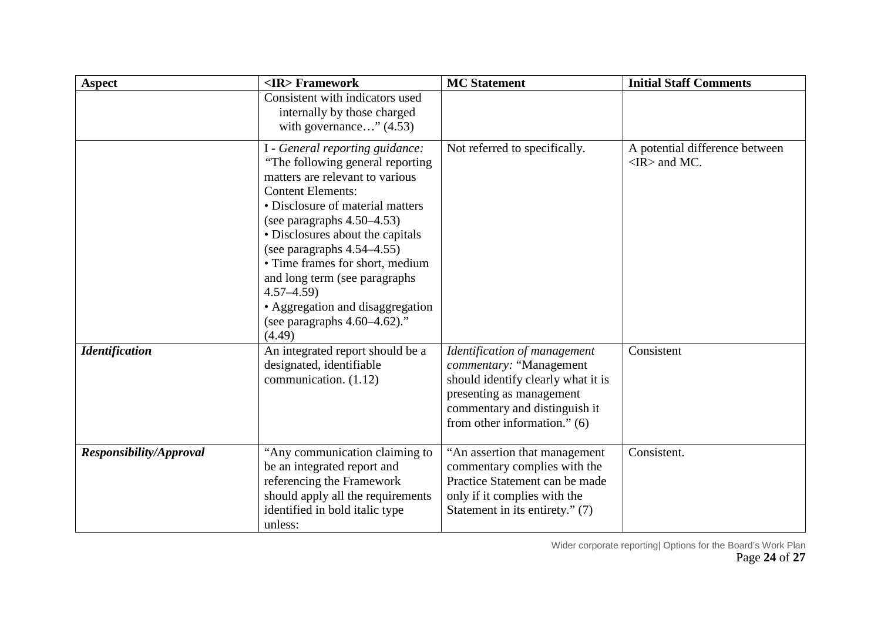| Aspect | <IR> Framework | MC Statement | Initial Staff Comments |
|---|---|---|---|
| | Consistent with indicators used internally by those charged with governance…" (4.53) | | |
| | I - *General reporting guidance:* "The following general reporting matters are relevant to various Content Elements: • Disclosure of material matters (see paragraphs 4.50–4.53) • Disclosures about the capitals (see paragraphs 4.54–4.55) • Time frames for short, medium and long term (see paragraphs 4.57–4.59) • Aggregation and disaggregation (see paragraphs 4.60–4.62)." (4.49) | Not referred to specifically. | A potential difference between <IR> and MC. |
| ***Identification*** | An integrated report should be a designated, identifiable communication. (1.12) | *Identification of management commentary:* "Management should identify clearly what it is presenting as management commentary and distinguish it from other information." (6) | Consistent |
| ***Responsibility/Approval*** | "Any communication claiming to be an integrated report and referencing the Framework should apply all the requirements identified in bold italic type unless: | "An assertion that management commentary complies with the Practice Statement can be made only if it complies with the Statement in its entirety." (7) | Consistent. |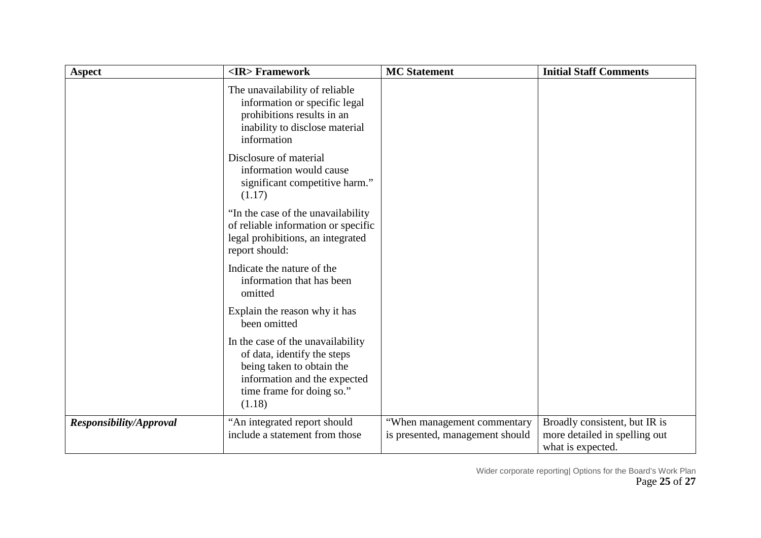| Aspect | <IR> Framework | MC Statement | Initial Staff Comments |
|---|---|---|---|
| | The unavailability of reliable information or specific legal prohibitions results in an inability to disclose material information<br><br>Disclosure of material information would cause significant competitive harm." (1.17)<br><br>"In the case of the unavailability of reliable information or specific legal prohibitions, an integrated report should:<br><br>Indicate the nature of the information that has been omitted<br><br>Explain the reason why it has been omitted<br><br>In the case of the unavailability of data, identify the steps being taken to obtain the information and the expected time frame for doing so." (1.18) | | |
| ***Responsibility/Approval*** | "An integrated report should include a statement from those | "When management commentary is presented, management should | Broadly consistent, but IR is more detailed in spelling out what is expected. |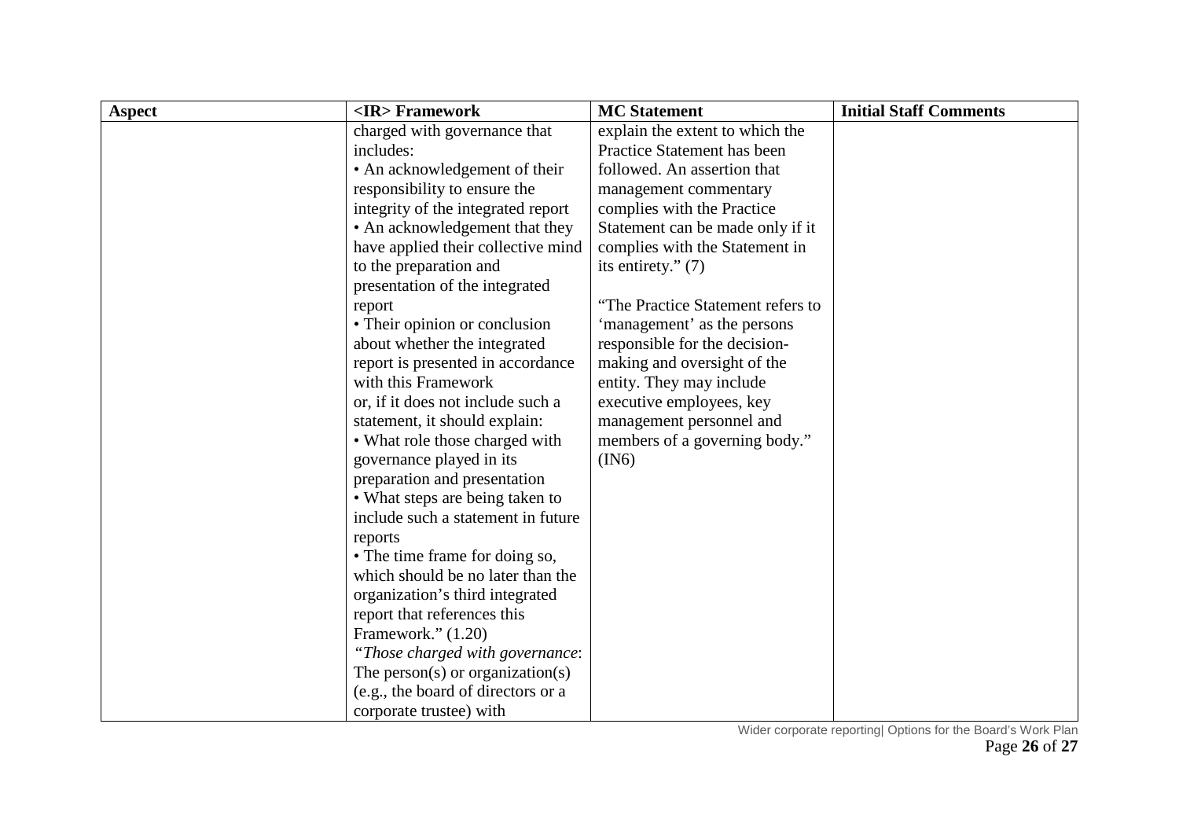| Aspect | <IR> Framework | MC Statement | Initial Staff Comments |
|---|---|---|---|
| | charged with governance that includes:<br>• An acknowledgement of their responsibility to ensure the integrity of the integrated report<br>• An acknowledgement that they have applied their collective mind to the preparation and presentation of the integrated report<br>• Their opinion or conclusion about whether the integrated report is presented in accordance with this Framework<br>or, if it does not include such a statement, it should explain:<br>• What role those charged with governance played in its preparation and presentation<br>• What steps are being taken to include such a statement in future reports<br>• The time frame for doing so, which should be no later than the organization's third integrated report that references this Framework." (1.20)<br>*"Those charged with governance*: The person(s) or organization(s) (e.g., the board of directors or a corporate trustee) with | explain the extent to which the Practice Statement has been followed. An assertion that management commentary complies with the Practice Statement can be made only if it complies with the Statement in its entirety." (7)<br><br>"The Practice Statement refers to 'management' as the persons responsible for the decision-making and oversight of the entity. They may include executive employees, key management personnel and members of a governing body." (IN6) | |

Wider corporate reporting| Options for the Board's Work Plan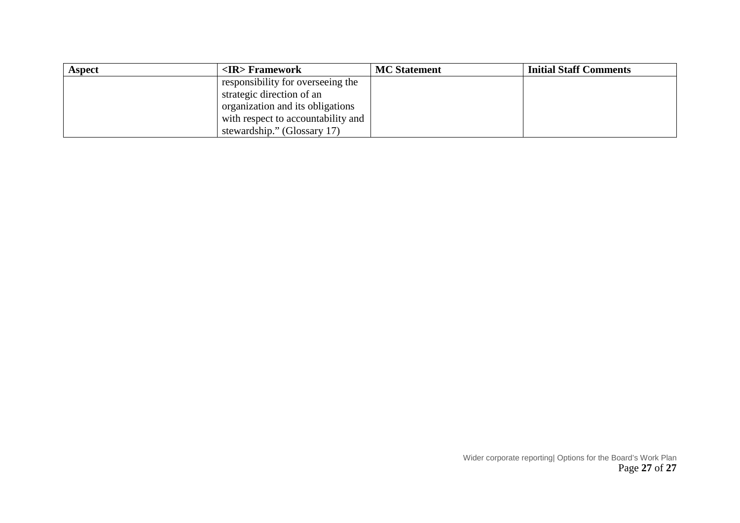| Aspect | <IR> Framework | MC Statement | Initial Staff Comments |
|---|---|---|---|
| | responsibility for overseeing the strategic direction of an organization and its obligations with respect to accountability and stewardship." (Glossary 17) | | |